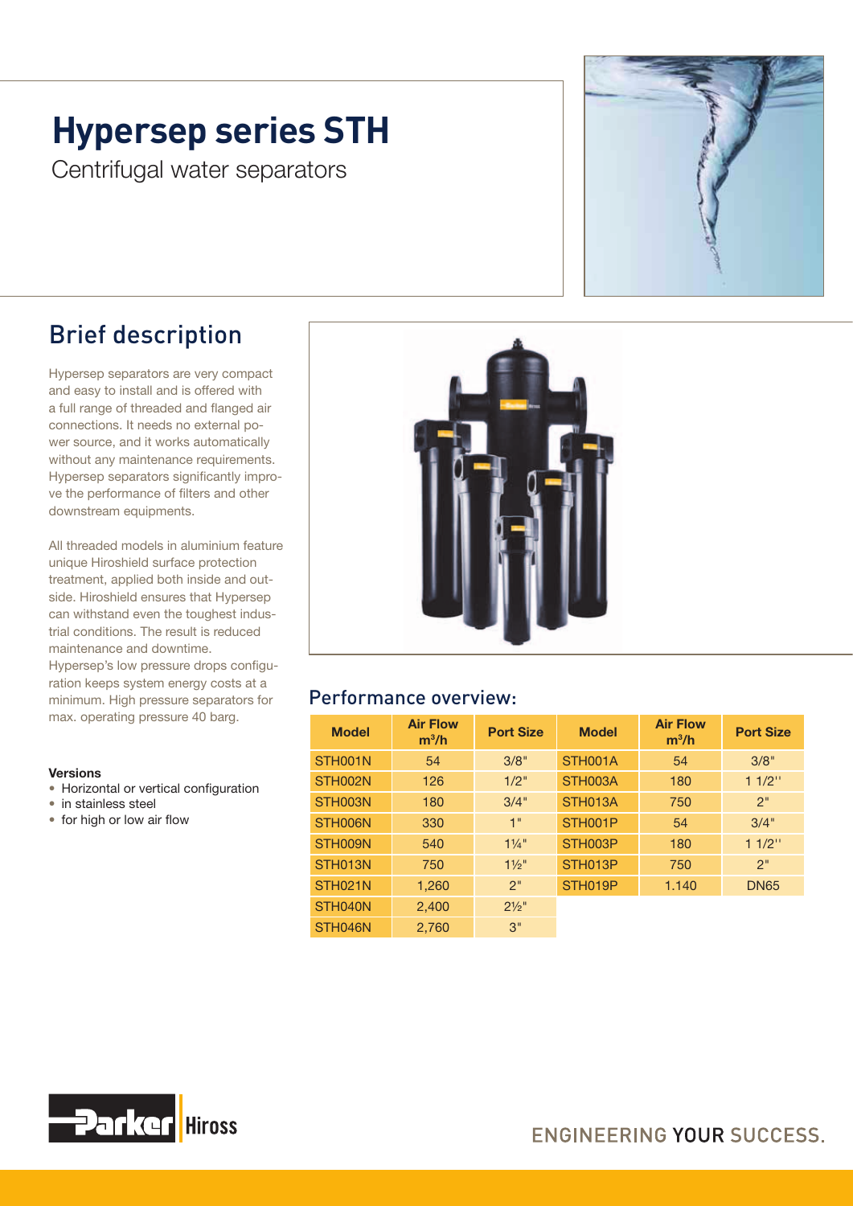# Hypersep series STH

Centrifugal water separators

## Brief description

Hypersep separators are very compact and easy to install and is offered with a full range of threaded and flanged air connections. It needs no external power source, and it works automatically without any maintenance requirements. Hypersep separators significantly improve the performance of filters and other downstream equipments.

All threaded models in aluminium feature unique Hiroshield surface protection treatment, applied both inside and outside. Hiroshield ensures that Hypersep can withstand even the toughest industrial conditions. The result is reduced maintenance and downtime.
Hypersep's low pressure drops configuration keeps system energy costs at a minimum. High pressure separators for max. operating pressure 40 barg.

**Versions**

- Horizontal or vertical configuration
- in stainless steel
- for high or low air flow

## Performance overview:

| Model | Air Flow $m^3/h$ | Port Size | Model | Air Flow $m^3/h$ | Port Size |
|---|---|---|---|---|---|
| STH001N | 54 | 3/8" | STH001A | 54 | 3/8" |
| STH002N | 126 | 1/2" | STH003A | 180 | 1 1/2'' |
| STH003N | 180 | 3/4" | STH013A | 750 | 2" |
| STH006N | 330 | 1" | STH001P | 54 | 3/4" |
| STH009N | 540 | 1¼" | STH003P | 180 | 1 1/2'' |
| STH013N | 750 | 1½" | STH013P | 750 | 2" |
| STH021N | 1,260 | 2" | STH019P | 1.140 | DN65 |
| STH040N | 2,400 | 2½" | | | |
| STH046N | 2,760 | 3" | | | |

Parker Hiross

ENGINEERING YOUR SUCCESS.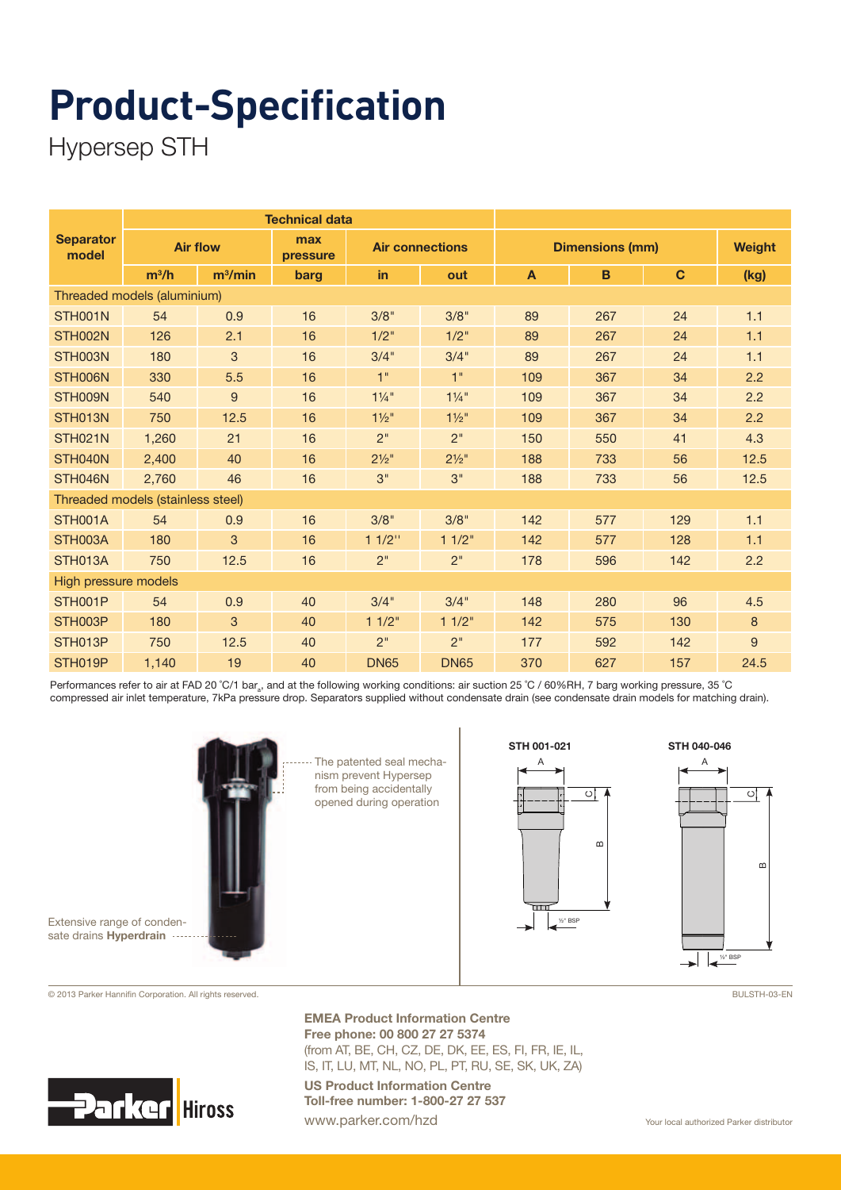# Product-Specification

Hypersep STH

| Separator model | Technical data | | | | | | | | |
|---|---|---|---|---|---|---|---|---|---|
| | Air flow | | max pressure | Air connections | | Dimensions (mm) | | | Weight |
| | m³/h | m³/min | barg | in | out | A | B | C | (kg) |
| Threaded models (aluminium) | | | | | | | | | |
| STH001N | 54 | 0.9 | 16 | 3/8" | 3/8" | 89 | 267 | 24 | 1.1 |
| STH002N | 126 | 2.1 | 16 | 1/2" | 1/2" | 89 | 267 | 24 | 1.1 |
| STH003N | 180 | 3 | 16 | 3/4" | 3/4" | 89 | 267 | 24 | 1.1 |
| STH006N | 330 | 5.5 | 16 | 1" | 1" | 109 | 367 | 34 | 2.2 |
| STH009N | 540 | 9 | 16 | 1¼" | 1¼" | 109 | 367 | 34 | 2.2 |
| STH013N | 750 | 12.5 | 16 | 1½" | 1½" | 109 | 367 | 34 | 2.2 |
| STH021N | 1,260 | 21 | 16 | 2" | 2" | 150 | 550 | 41 | 4.3 |
| STH040N | 2,400 | 40 | 16 | 2½" | 2½" | 188 | 733 | 56 | 12.5 |
| STH046N | 2,760 | 46 | 16 | 3" | 3" | 188 | 733 | 56 | 12.5 |
| Threaded models (stainless steel) | | | | | | | | | |
| STH001A | 54 | 0.9 | 16 | 3/8" | 3/8" | 142 | 577 | 129 | 1.1 |
| STH003A | 180 | 3 | 16 | 1 1/2'' | 1 1/2" | 142 | 577 | 128 | 1.1 |
| STH013A | 750 | 12.5 | 16 | 2" | 2" | 178 | 596 | 142 | 2.2 |
| High pressure models | | | | | | | | | |
| STH001P | 54 | 0.9 | 40 | 3/4" | 3/4" | 148 | 280 | 96 | 4.5 |
| STH003P | 180 | 3 | 40 | 1 1/2" | 1 1/2" | 142 | 575 | 130 | 8 |
| STH013P | 750 | 12.5 | 40 | 2" | 2" | 177 | 592 | 142 | 9 |
| STH019P | 1,140 | 19 | 40 | DN65 | DN65 | 370 | 627 | 157 | 24.5 |

Performances refer to air at FAD 20 °C/1 $bar_a$, and at the following working conditions: air suction 25 °C / 60%RH, 7 barg working pressure, 35 °C compressed air inlet temperature, 7kPa pressure drop. Separators supplied without condensate drain (see condensate drain models for matching drain).

The patented seal mechanism prevent Hypersep from being accidentally opened during operation

Extensive range of condensate drains **Hyperdrain**

STH 001-021

A

C

B

½" BSP

STH 040-046

A

C

B

½" BSP

© 2013 Parker Hannifin Corporation. All rights reserved.

BULSTH-03-EN

**EMEA Product Information Centre**
**Free phone: 00 800 27 27 5374**
(from AT, BE, CH, CZ, DE, DK, EE, ES, FI, FR, IE, IL, IS, IT, LU, MT, NL, NO, PL, PT, RU, SE, SK, UK, ZA)

**US Product Information Centre**
**Toll-free number: 1-800-27 27 537**

www.parker.com/hzd

Your local authorized Parker distributor